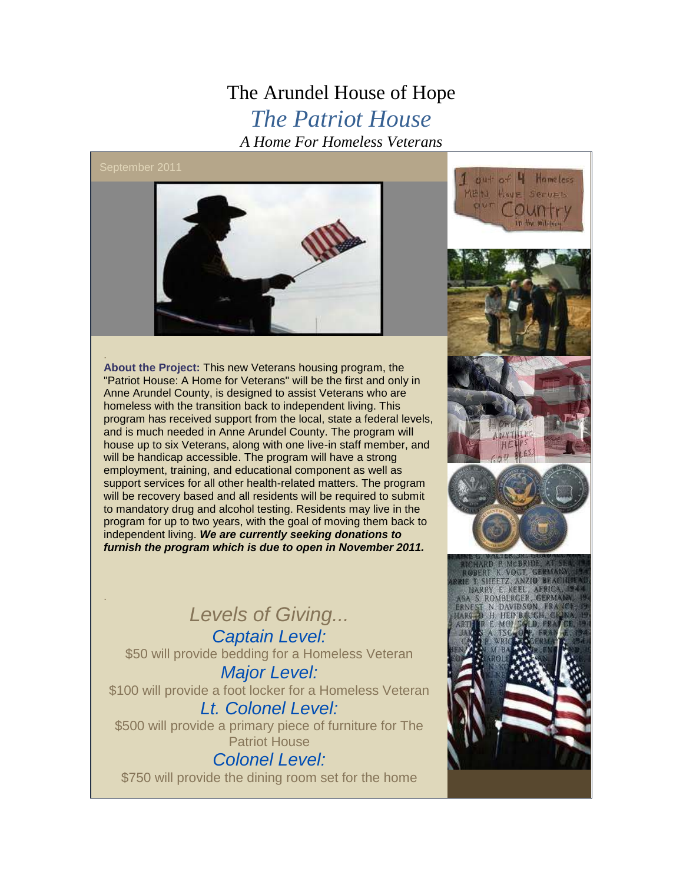# The Arundel House of Hope

## *The Patriot House*

### *A Home For Homeless Veterans*

September 2011

**About the Project:** This new Veterans housing program, the "Patriot House: A Home for Veterans" will be the first and only in Anne Arundel County, is designed to assist Veterans who are homeless with the transition back to independent living. This program has received support from the local, state a federal levels, and is much needed in Anne Arundel County. The program will house up to six Veterans, along with one live-in staff member, and will be handicap accessible. The program will have a strong employment, training, and educational component as well as support services for all other health-related matters. The program will be recovery based and all residents will be required to submit to mandatory drug and alcohol testing. Residents may live in the program for up to two years, with the goal of moving them back to independent living. ***We are currently seeking donations to furnish the program which is due to open in November 2011.***

## *Levels of Giving...*

### *Captain Level:*

$50 will provide bedding for a Homeless Veteran

### *Major Level:*

$100 will provide a foot locker for a Homeless Veteran

### *Lt. Colonel Level:*

$500 will provide a primary piece of furniture for The Patriot House

### *Colonel Level:*

$750 will provide the dining room set for the home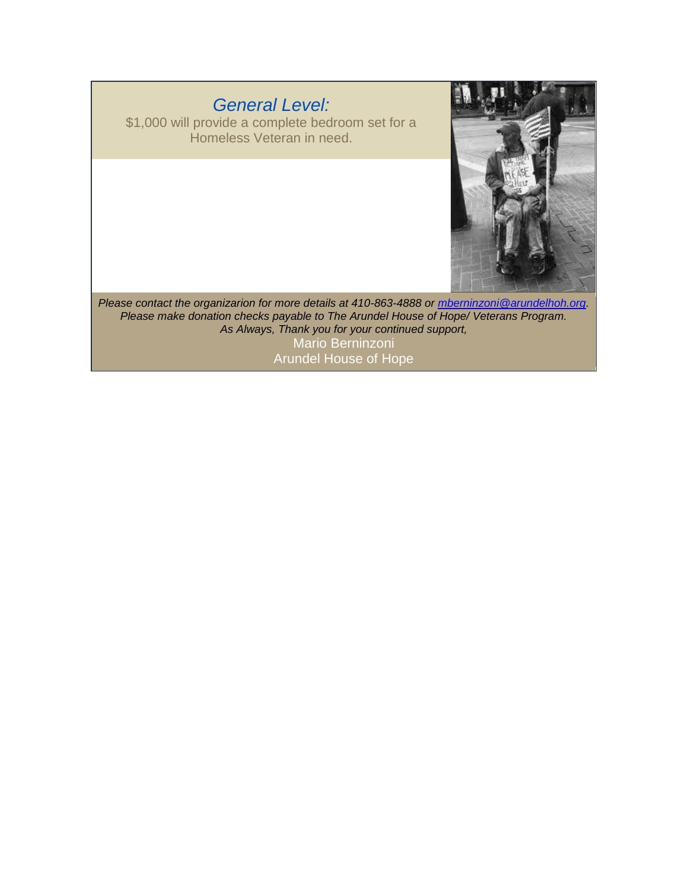### *General Level:*

$1,000 will provide a complete bedroom set for a Homeless Veteran in need.

*Please contact the organizarion for more details at 410-863-4888 or [mberninzoni@arundelhoh.org](mailto:mberninzoni@arundelhoh.org).*
*Please make donation checks payable to The Arundel House of Hope/ Veterans Program.*
*As Always, Thank you for your continued support,*

Mario Berninzoni
Arundel House of Hope